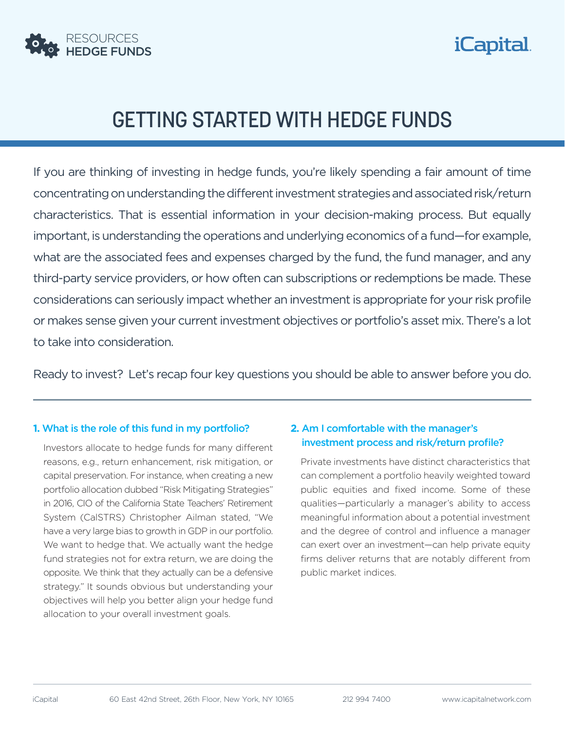RESOURCES
**HEDGE FUNDS**

iCapital.

# GETTING STARTED WITH HEDGE FUNDS

If you are thinking of investing in hedge funds, you're likely spending a fair amount of time concentrating on understanding the different investment strategies and associated risk/return characteristics. That is essential information in your decision-making process. But equally important, is understanding the operations and underlying economics of a fund—for example, what are the associated fees and expenses charged by the fund, the fund manager, and any third-party service providers, or how often can subscriptions or redemptions be made. These considerations can seriously impact whether an investment is appropriate for your risk profile or makes sense given your current investment objectives or portfolio's asset mix. There's a lot to take into consideration.

Ready to invest? Let's recap four key questions you should be able to answer before you do.

---

### 1. What is the role of this fund in my portfolio?

Investors allocate to hedge funds for many different reasons, e.g., return enhancement, risk mitigation, or capital preservation. For instance, when creating a new portfolio allocation dubbed "Risk Mitigating Strategies" in 2016, CIO of the California State Teachers' Retirement System (CalSTRS) Christopher Ailman stated, "We have a very large bias to growth in GDP in our portfolio. We want to hedge that. We actually want the hedge fund strategies not for extra return, we are doing the opposite. We think that they actually can be a defensive strategy." It sounds obvious but understanding your objectives will help you better align your hedge fund allocation to your overall investment goals.

### 2. Am I comfortable with the manager's investment process and risk/return profile?

Private investments have distinct characteristics that can complement a portfolio heavily weighted toward public equities and fixed income. Some of these qualities—particularly a manager's ability to access meaningful information about a potential investment and the degree of control and influence a manager can exert over an investment—can help private equity firms deliver returns that are notably different from public market indices.

iCapital | 60 East 42nd Street, 26th Floor, New York, NY 10165 | 212 994 7400 | www.icapitalnetwork.com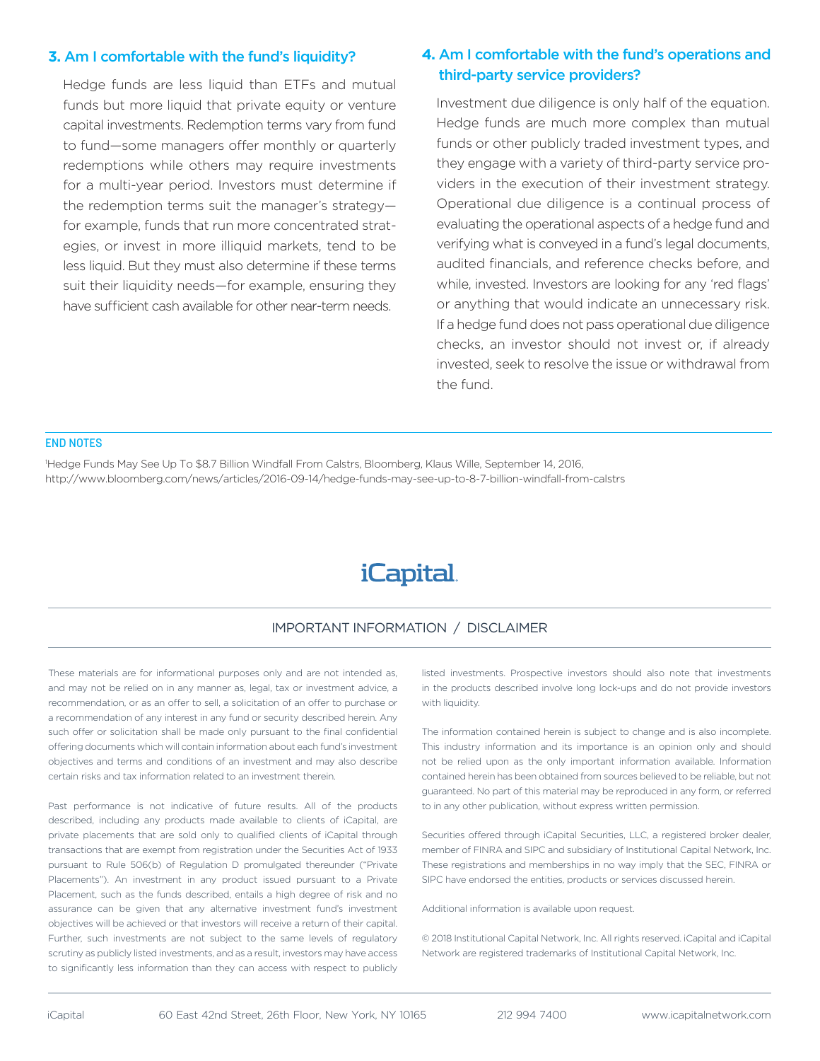### 3. Am I comfortable with the fund's liquidity?

Hedge funds are less liquid than ETFs and mutual funds but more liquid that private equity or venture capital investments. Redemption terms vary from fund to fund—some managers offer monthly or quarterly redemptions while others may require investments for a multi-year period. Investors must determine if the redemption terms suit the manager's strategy—for example, funds that run more concentrated strategies, or invest in more illiquid markets, tend to be less liquid. But they must also determine if these terms suit their liquidity needs—for example, ensuring they have sufficient cash available for other near-term needs.

### 4. Am I comfortable with the fund's operations and third-party service providers?

Investment due diligence is only half of the equation. Hedge funds are much more complex than mutual funds or other publicly traded investment types, and they engage with a variety of third-party service providers in the execution of their investment strategy. Operational due diligence is a continual process of evaluating the operational aspects of a hedge fund and verifying what is conveyed in a fund's legal documents, audited financials, and reference checks before, and while, invested. Investors are looking for any 'red flags' or anything that would indicate an unnecessary risk. If a hedge fund does not pass operational due diligence checks, an investor should not invest or, if already invested, seek to resolve the issue or withdrawal from the fund.

#### END NOTES

[1]Hedge Funds May See Up To $8.7 Billion Windfall From Calstrs, Bloomberg, Klaus Wille, September 14, 2016, http://www.bloomberg.com/news/articles/2016-09-14/hedge-funds-may-see-up-to-8-7-billion-windfall-from-calstrs

iCapital.

## IMPORTANT INFORMATION / DISCLAIMER

These materials are for informational purposes only and are not intended as, and may not be relied on in any manner as, legal, tax or investment advice, a recommendation, or as an offer to sell, a solicitation of an offer to purchase or a recommendation of any interest in any fund or security described herein. Any such offer or solicitation shall be made only pursuant to the final confidential offering documents which will contain information about each fund's investment objectives and terms and conditions of an investment and may also describe certain risks and tax information related to an investment therein.

Past performance is not indicative of future results. All of the products described, including any products made available to clients of iCapital, are private placements that are sold only to qualified clients of iCapital through transactions that are exempt from registration under the Securities Act of 1933 pursuant to Rule 506(b) of Regulation D promulgated thereunder ("Private Placements"). An investment in any product issued pursuant to a Private Placement, such as the funds described, entails a high degree of risk and no assurance can be given that any alternative investment fund's investment objectives will be achieved or that investors will receive a return of their capital. Further, such investments are not subject to the same levels of regulatory scrutiny as publicly listed investments, and as a result, investors may have access to significantly less information than they can access with respect to publicly listed investments. Prospective investors should also note that investments in the products described involve long lock-ups and do not provide investors with liquidity.

The information contained herein is subject to change and is also incomplete. This industry information and its importance is an opinion only and should not be relied upon as the only important information available. Information contained herein has been obtained from sources believed to be reliable, but not guaranteed. No part of this material may be reproduced in any form, or referred to in any other publication, without express written permission.

Securities offered through iCapital Securities, LLC, a registered broker dealer, member of FINRA and SIPC and subsidiary of Institutional Capital Network, Inc. These registrations and memberships in no way imply that the SEC, FINRA or SIPC have endorsed the entities, products or services discussed herein.

Additional information is available upon request.

© 2018 Institutional Capital Network, Inc. All rights reserved. iCapital and iCapital Network are registered trademarks of Institutional Capital Network, Inc.

iCapital 60 East 42nd Street, 26th Floor, New York, NY 10165 212 994 7400 www.icapitalnetwork.com